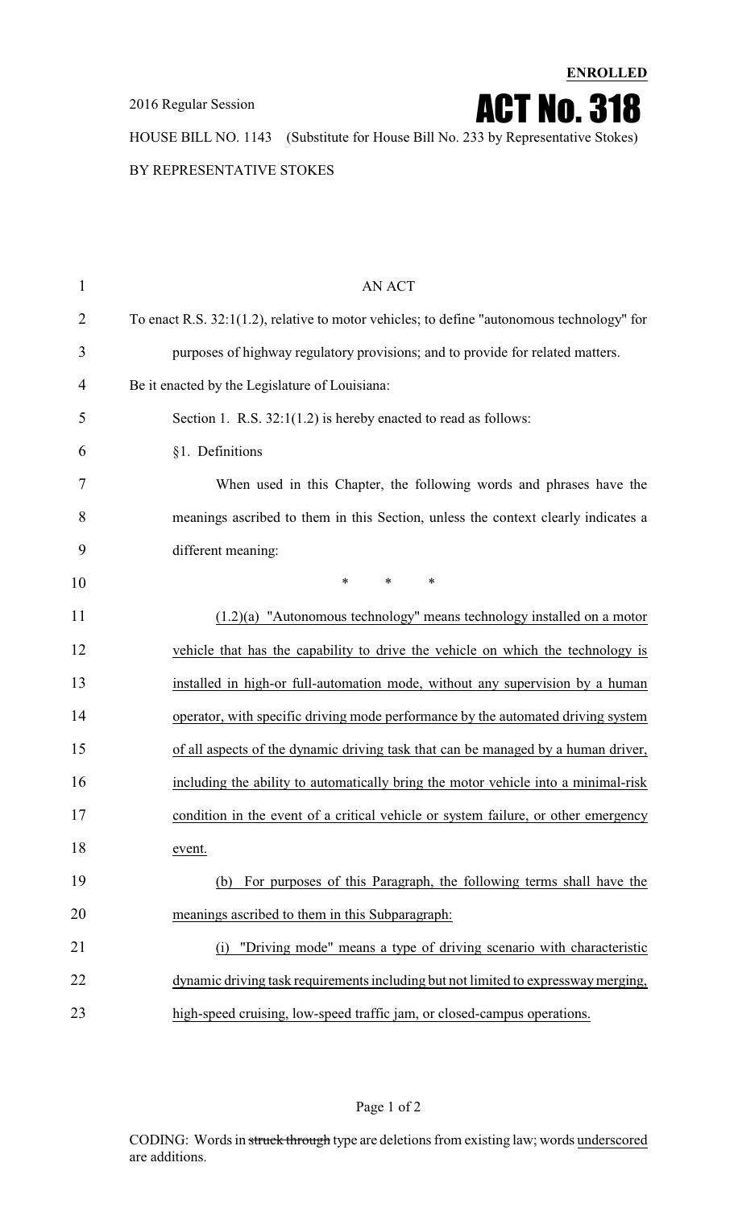**ENROLLED**

2016 Regular Session

# ACT No. 318

HOUSE BILL NO. 1143 (Substitute for House Bill No. 233 by Representative Stokes)

BY REPRESENTATIVE STOKES

AN ACT

To enact R.S. 32:1(1.2), relative to motor vehicles; to define "autonomous technology" for purposes of highway regulatory provisions; and to provide for related matters.

Be it enacted by the Legislature of Louisiana:

Section 1. R.S. 32:1(1.2) is hereby enacted to read as follows:

§1. Definitions

When used in this Chapter, the following words and phrases have the meanings ascribed to them in this Section, unless the context clearly indicates a different meaning:

\* \* \*

<u>(1.2)(a) "Autonomous technology" means technology installed on a motor vehicle that has the capability to drive the vehicle on which the technology is installed in high-or full-automation mode, without any supervision by a human operator, with specific driving mode performance by the automated driving system of all aspects of the dynamic driving task that can be managed by a human driver, including the ability to automatically bring the motor vehicle into a minimal-risk condition in the event of a critical vehicle or system failure, or other emergency event.</u>

<u>(b) For purposes of this Paragraph, the following terms shall have the meanings ascribed to them in this Subparagraph:</u>

<u>(i) "Driving mode" means a type of driving scenario with characteristic dynamic driving task requirements including but not limited to expressway merging, high-speed cruising, low-speed traffic jam, or closed-campus operations.</u>

CODING: Words in ~~struck through~~ type are deletions from existing law; words <u>underscored</u> are additions.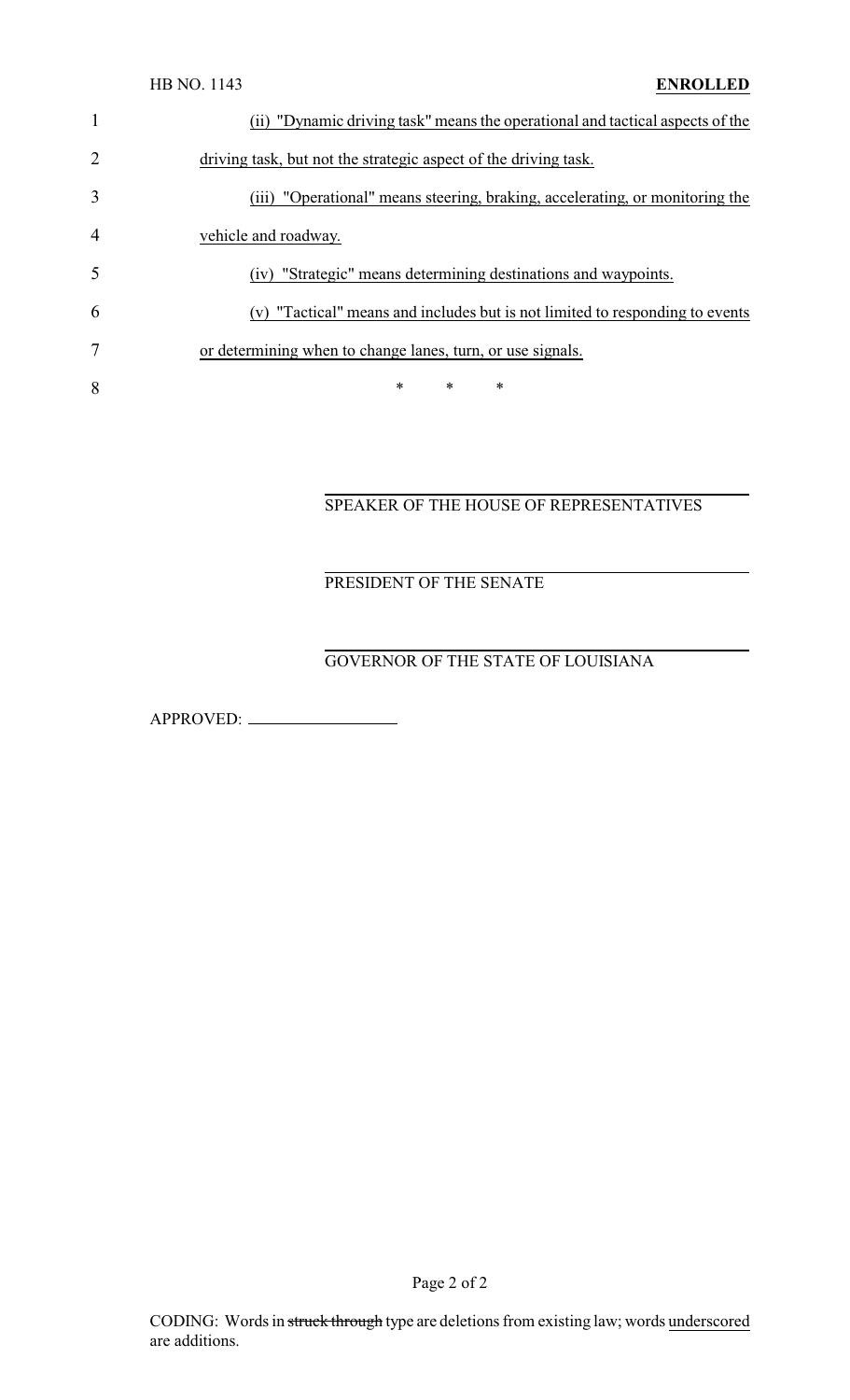(ii) "Dynamic driving task" means the operational and tactical aspects of the driving task, but not the strategic aspect of the driving task.

(iii) "Operational" means steering, braking, accelerating, or monitoring the vehicle and roadway.

(iv) "Strategic" means determining destinations and waypoints.

(v) "Tactical" means and includes but is not limited to responding to events or determining when to change lanes, turn, or use signals.

\* \* \*

SPEAKER OF THE HOUSE OF REPRESENTATIVES

PRESIDENT OF THE SENATE

GOVERNOR OF THE STATE OF LOUISIANA

APPROVED: ____________________

CODING: Words in ~~struck through~~ type are deletions from existing law; words underscored are additions.